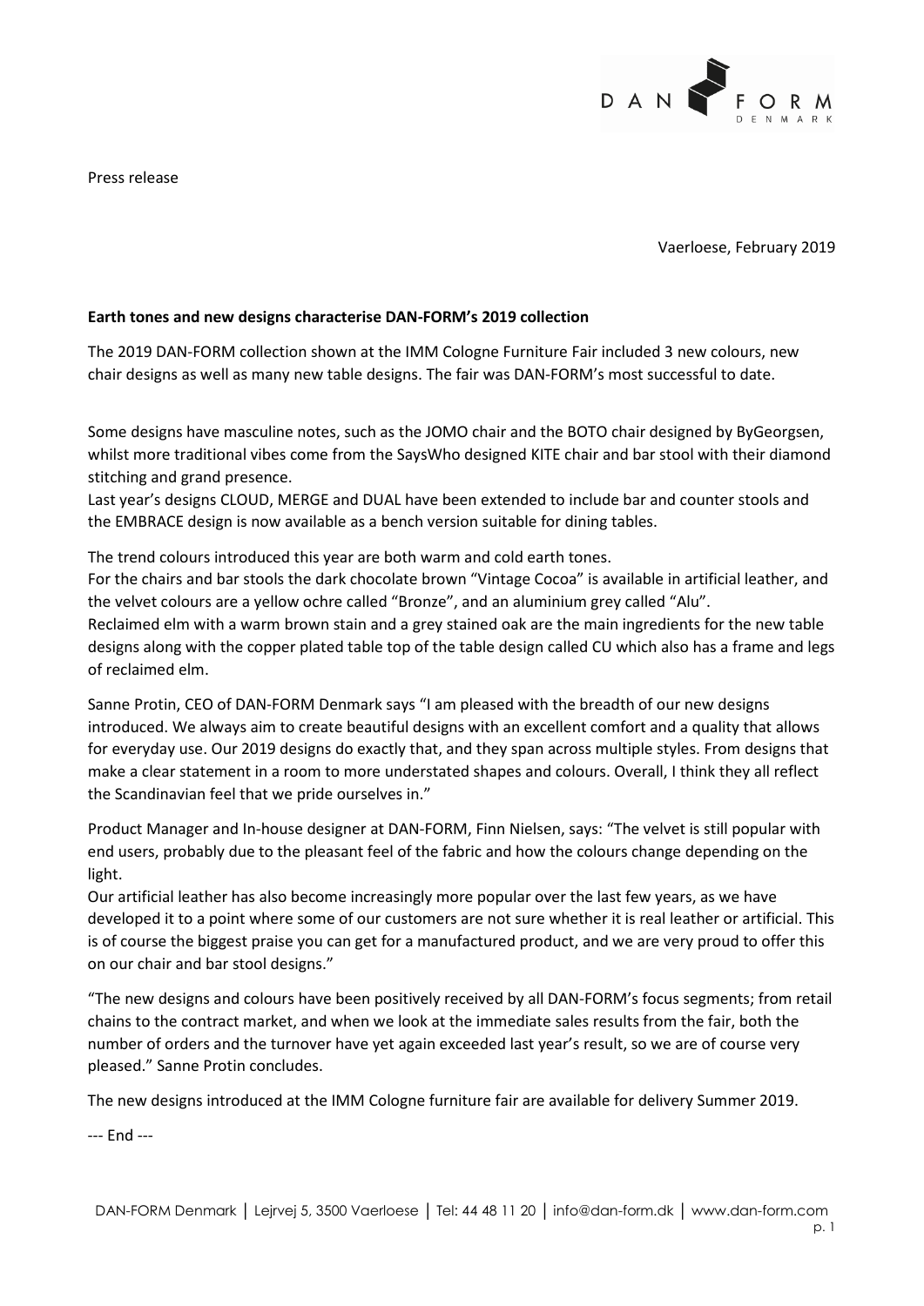Press release

Vaerloese, February 2019

**Earth tones and new designs characterise DAN-FORM's 2019 collection**

The 2019 DAN-FORM collection shown at the IMM Cologne Furniture Fair included 3 new colours, new chair designs as well as many new table designs. The fair was DAN-FORM's most successful to date.

Some designs have masculine notes, such as the JOMO chair and the BOTO chair designed by ByGeorgsen, whilst more traditional vibes come from the SaysWho designed KITE chair and bar stool with their diamond stitching and grand presence.
Last year's designs CLOUD, MERGE and DUAL have been extended to include bar and counter stools and the EMBRACE design is now available as a bench version suitable for dining tables.

The trend colours introduced this year are both warm and cold earth tones.
For the chairs and bar stools the dark chocolate brown "Vintage Cocoa" is available in artificial leather, and the velvet colours are a yellow ochre called "Bronze", and an aluminium grey called "Alu".
Reclaimed elm with a warm brown stain and a grey stained oak are the main ingredients for the new table designs along with the copper plated table top of the table design called CU which also has a frame and legs of reclaimed elm.

Sanne Protin, CEO of DAN-FORM Denmark says "I am pleased with the breadth of our new designs introduced. We always aim to create beautiful designs with an excellent comfort and a quality that allows for everyday use. Our 2019 designs do exactly that, and they span across multiple styles. From designs that make a clear statement in a room to more understated shapes and colours. Overall, I think they all reflect the Scandinavian feel that we pride ourselves in."

Product Manager and In-house designer at DAN-FORM, Finn Nielsen, says: "The velvet is still popular with end users, probably due to the pleasant feel of the fabric and how the colours change depending on the light.
Our artificial leather has also become increasingly more popular over the last few years, as we have developed it to a point where some of our customers are not sure whether it is real leather or artificial. This is of course the biggest praise you can get for a manufactured product, and we are very proud to offer this on our chair and bar stool designs."

"The new designs and colours have been positively received by all DAN-FORM's focus segments; from retail chains to the contract market, and when we look at the immediate sales results from the fair, both the number of orders and the turnover have yet again exceeded last year's result, so we are of course very pleased." Sanne Protin concludes.

The new designs introduced at the IMM Cologne furniture fair are available for delivery Summer 2019.

--- End ---

DAN-FORM Denmark │ Lejrvej 5, 3500 Vaerloese │ Tel: 44 48 11 20 │ info@dan-form.dk │ www.dan-form.com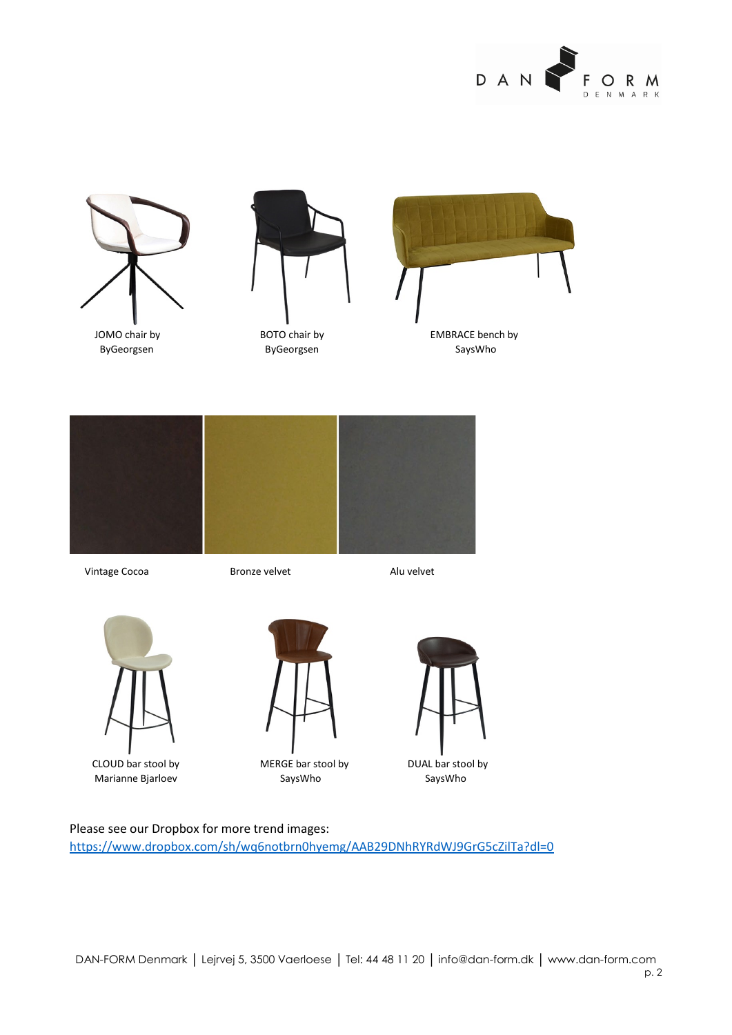JOMO chair by
ByGeorgsen

BOTO chair by
ByGeorgsen

EMBRACE bench by
SaysWho

Vintage Cocoa

Bronze velvet

Alu velvet

CLOUD bar stool by
Marianne Bjarloev

MERGE bar stool by
SaysWho

DUAL bar stool by
SaysWho

Please see our Dropbox for more trend images:
https://www.dropbox.com/sh/wq6notbrn0hyemg/AAB29DNhRYRdWJ9GrG5cZilTa?dl=0

DAN-FORM Denmark | Lejrvej 5, 3500 Vaerloese | Tel: 44 48 11 20 | info@dan-form.dk | www.dan-form.com